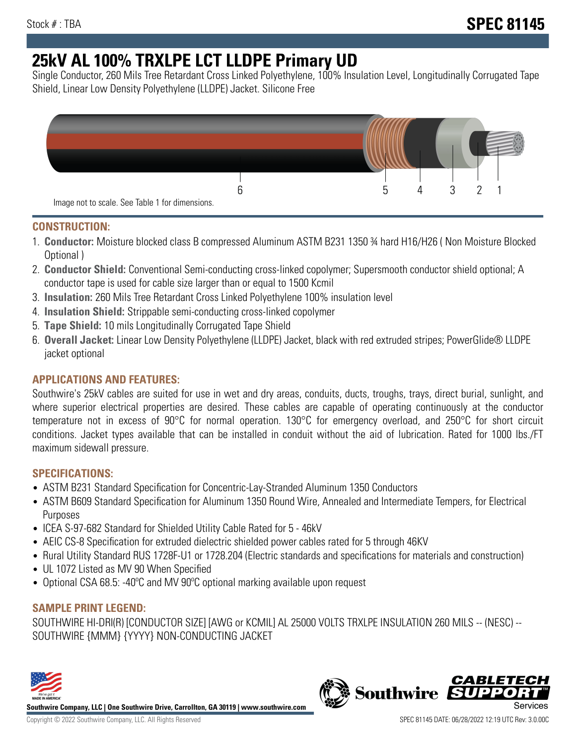Stock # : TBA

# SPEC 81145

# 25kV AL 100% TRXLPE LCT LLDPE Primary UD

Single Conductor, 260 Mils Tree Retardant Cross Linked Polyethylene, 100% Insulation Level, Longitudinally Corrugated Tape Shield, Linear Low Density Polyethylene (LLDPE) Jacket. Silicone Free

6 5 4 3 2 1

Image not to scale. See Table 1 for dimensions.

## CONSTRUCTION:

1. **Conductor:** Moisture blocked class B compressed Aluminum ASTM B231 1350 ¾ hard H16/H26 ( Non Moisture Blocked Optional )
2. **Conductor Shield:** Conventional Semi-conducting cross-linked copolymer; Supersmooth conductor shield optional; A conductor tape is used for cable size larger than or equal to 1500 Kcmil
3. **Insulation:** 260 Mils Tree Retardant Cross Linked Polyethylene 100% insulation level
4. **Insulation Shield:** Strippable semi-conducting cross-linked copolymer
5. **Tape Shield:** 10 mils Longitudinally Corrugated Tape Shield
6. **Overall Jacket:** Linear Low Density Polyethylene (LLDPE) Jacket, black with red extruded stripes; PowerGlide® LLDPE jacket optional

## APPLICATIONS AND FEATURES:

Southwire's 25kV cables are suited for use in wet and dry areas, conduits, ducts, troughs, trays, direct burial, sunlight, and where superior electrical properties are desired. These cables are capable of operating continuously at the conductor temperature not in excess of 90°C for normal operation. 130°C for emergency overload, and 250°C for short circuit conditions. Jacket types available that can be installed in conduit without the aid of lubrication. Rated for 1000 lbs./FT maximum sidewall pressure.

## SPECIFICATIONS:

- ASTM B231 Standard Specification for Concentric-Lay-Stranded Aluminum 1350 Conductors
- ASTM B609 Standard Specification for Aluminum 1350 Round Wire, Annealed and Intermediate Tempers, for Electrical Purposes
- ICEA S-97-682 Standard for Shielded Utility Cable Rated for 5 - 46kV
- AEIC CS-8 Specification for extruded dielectric shielded power cables rated for 5 through 46KV
- Rural Utility Standard RUS 1728F-U1 or 1728.204 (Electric standards and specifications for materials and construction)
- UL 1072 Listed as MV 90 When Specified
- Optional CSA 68.5: -40ºC and MV 90ºC optional marking available upon request

## SAMPLE PRINT LEGEND:

SOUTHWIRE HI-DRI(R) [CONDUCTOR SIZE] [AWG or KCMIL] AL 25000 VOLTS TRXLPE INSULATION 260 MILS -- (NESC) -- SOUTHWIRE {MMM} {YYYY} NON-CONDUCTING JACKET

**Southwire Company, LLC | One Southwire Drive, Carrollton, GA 30119 | www.southwire.com**

Copyright © 2022 Southwire Company, LLC. All Rights Reserved

SPEC 81145 DATE: 06/28/2022 12:19 UTC Rev: 3.0.00C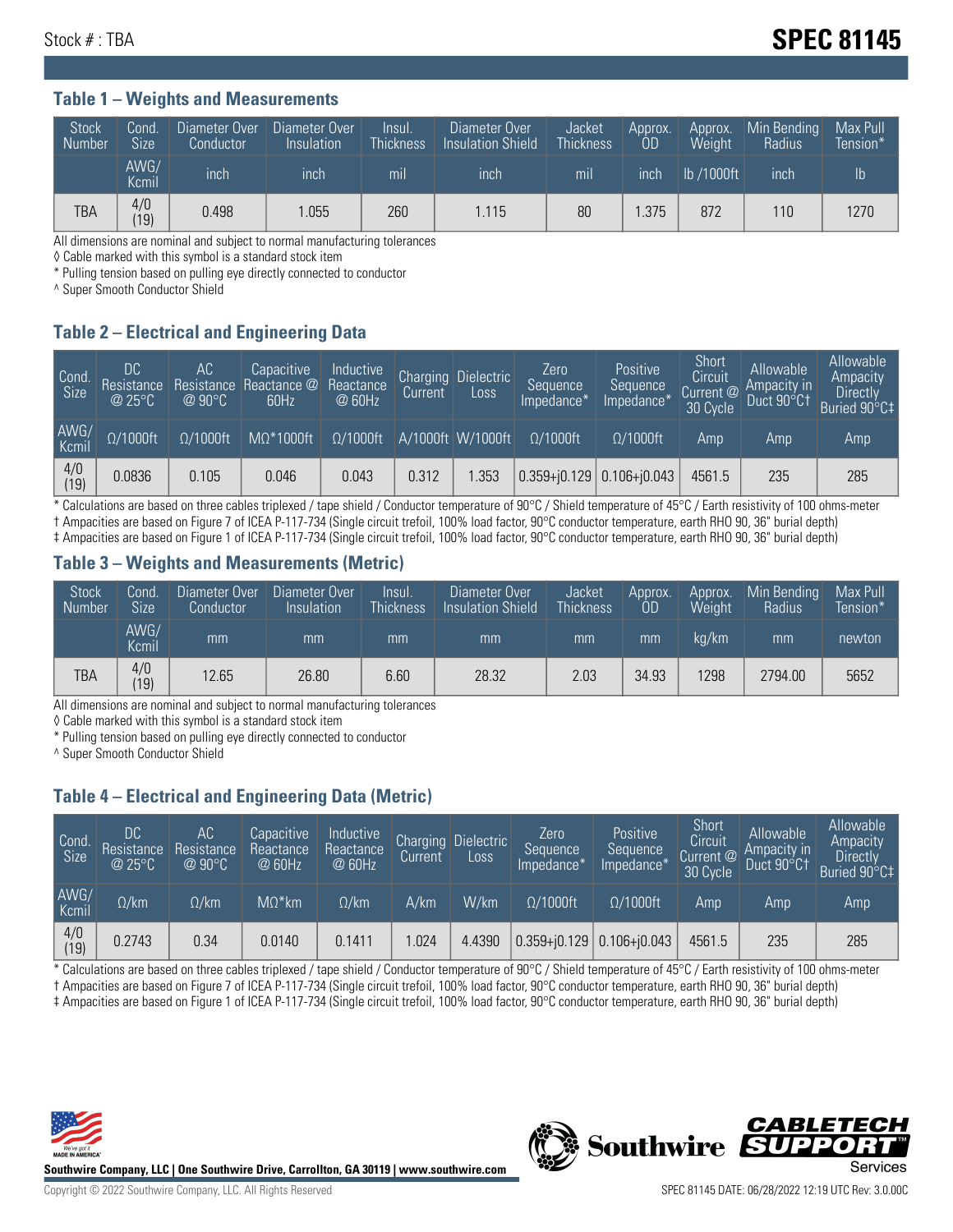Stock # : TBA

# SPEC 81145

## Table 1 – Weights and Measurements

| Stock Number | Cond. Size | Diameter Over Conductor | Diameter Over Insulation | Insul. Thickness | Diameter Over Insulation Shield | Jacket Thickness | Approx. OD | Approx. Weight | Min Bending Radius | Max Pull Tension* |
|---|---|---|---|---|---|---|---|---|---|---|
| | AWG/ Kcmil | inch | inch | mil | inch | mil | inch | lb /1000ft | inch | lb |
| TBA | 4/0 (19) | 0.498 | 1.055 | 260 | 1.115 | 80 | 1.375 | 872 | 110 | 1270 |

All dimensions are nominal and subject to normal manufacturing tolerances
◊ Cable marked with this symbol is a standard stock item
* Pulling tension based on pulling eye directly connected to conductor
^ Super Smooth Conductor Shield

## Table 2 – Electrical and Engineering Data

| Cond. Size | DC Resistance @ 25°C | AC Resistance @ 90°C | Capacitive Reactance @ 60Hz | Inductive Reactance @ 60Hz | Charging Current | Dielectric Loss | Zero Sequence Impedance* | Positive Sequence Impedance* | Short Circuit Current @ 30 Cycle | Allowable Ampacity in Duct 90°C† | Allowable Ampacity Directly Buried 90°C‡ |
|---|---|---|---|---|---|---|---|---|---|---|---|
| AWG/ Kcmil | Ω/1000ft | Ω/1000ft | MΩ*1000ft | Ω/1000ft | A/1000ft | W/1000ft | Ω/1000ft | Ω/1000ft | Amp | Amp | Amp |
| 4/0 (19) | 0.0836 | 0.105 | 0.046 | 0.043 | 0.312 | 1.353 | 0.359+j0.129 | 0.106+j0.043 | 4561.5 | 235 | 285 |

* Calculations are based on three cables triplexed / tape shield / Conductor temperature of 90°C / Shield temperature of 45°C / Earth resistivity of 100 ohms-meter
† Ampacities are based on Figure 7 of ICEA P-117-734 (Single circuit trefoil, 100% load factor, 90°C conductor temperature, earth RHO 90, 36" burial depth)
‡ Ampacities are based on Figure 1 of ICEA P-117-734 (Single circuit trefoil, 100% load factor, 90°C conductor temperature, earth RHO 90, 36" burial depth)

## Table 3 – Weights and Measurements (Metric)

| Stock Number | Cond. Size | Diameter Over Conductor | Diameter Over Insulation | Insul. Thickness | Diameter Over Insulation Shield | Jacket Thickness | Approx. OD | Approx. Weight | Min Bending Radius | Max Pull Tension* |
|---|---|---|---|---|---|---|---|---|---|---|
| | AWG/ Kcmil | mm | mm | mm | mm | mm | mm | kg/km | mm | newton |
| TBA | 4/0 (19) | 12.65 | 26.80 | 6.60 | 28.32 | 2.03 | 34.93 | 1298 | 2794.00 | 5652 |

All dimensions are nominal and subject to normal manufacturing tolerances
◊ Cable marked with this symbol is a standard stock item
* Pulling tension based on pulling eye directly connected to conductor
^ Super Smooth Conductor Shield

## Table 4 – Electrical and Engineering Data (Metric)

| Cond. Size | DC Resistance @ 25°C | AC Resistance @ 90°C | Capacitive Reactance @ 60Hz | Inductive Reactance @ 60Hz | Charging Current | Dielectric Loss | Zero Sequence Impedance* | Positive Sequence Impedance* | Short Circuit Current @ 30 Cycle | Allowable Ampacity in Duct 90°C† | Allowable Ampacity Directly Buried 90°C‡ |
|---|---|---|---|---|---|---|---|---|---|---|---|
| AWG/ Kcmil | Ω/km | Ω/km | MΩ*km | Ω/km | A/km | W/km | Ω/1000ft | Ω/1000ft | Amp | Amp | Amp |
| 4/0 (19) | 0.2743 | 0.34 | 0.0140 | 0.1411 | 1.024 | 4.4390 | 0.359+j0.129 | 0.106+j0.043 | 4561.5 | 235 | 285 |

* Calculations are based on three cables triplexed / tape shield / Conductor temperature of 90°C / Shield temperature of 45°C / Earth resistivity of 100 ohms-meter
† Ampacities are based on Figure 7 of ICEA P-117-734 (Single circuit trefoil, 100% load factor, 90°C conductor temperature, earth RHO 90, 36" burial depth)
‡ Ampacities are based on Figure 1 of ICEA P-117-734 (Single circuit trefoil, 100% load factor, 90°C conductor temperature, earth RHO 90, 36" burial depth)

Southwire Company, LLC | One Southwire Drive, Carrollton, GA 30119 | www.southwire.com

Copyright © 2022 Southwire Company, LLC. All Rights Reserved

SPEC 81145 DATE: 06/28/2022 12:19 UTC Rev: 3.0.00C